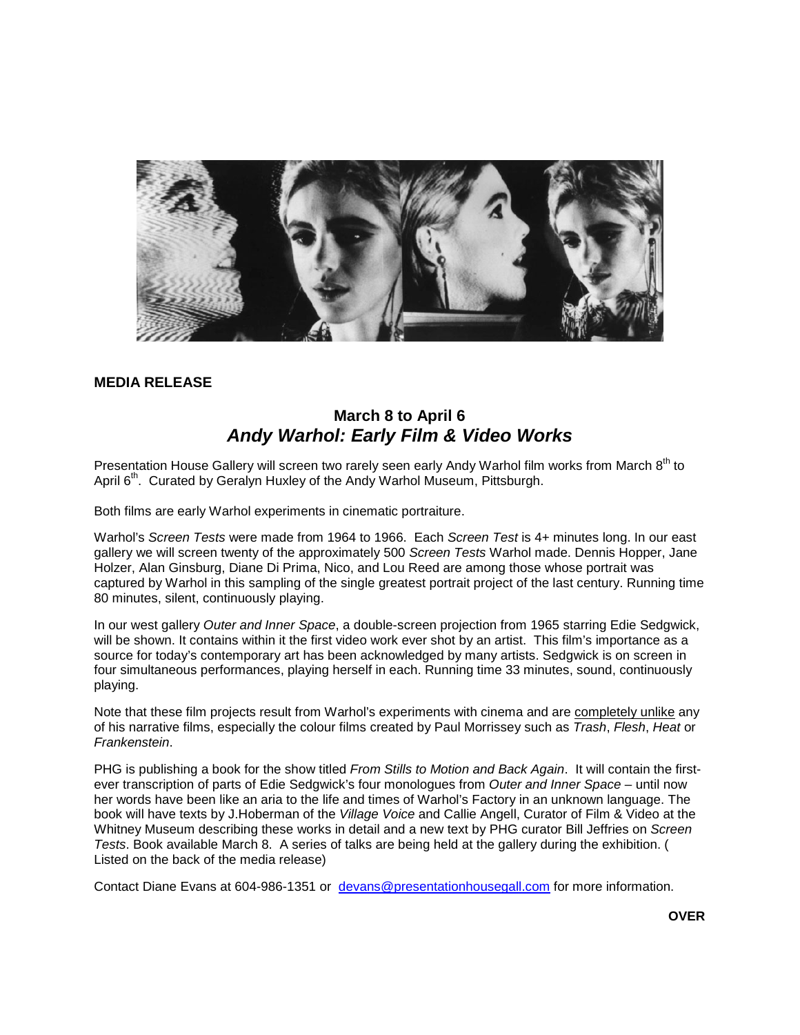**MEDIA RELEASE**

## March 8 to April 6
## ***Andy Warhol: Early Film & Video Works***

Presentation House Gallery will screen two rarely seen early Andy Warhol film works from March 8th to April 6th. Curated by Geralyn Huxley of the Andy Warhol Museum, Pittsburgh.

Both films are early Warhol experiments in cinematic portraiture.

Warhol's *Screen Tests* were made from 1964 to 1966. Each *Screen Test* is 4+ minutes long. In our east gallery we will screen twenty of the approximately 500 *Screen Tests* Warhol made. Dennis Hopper, Jane Holzer, Alan Ginsburg, Diane Di Prima, Nico, and Lou Reed are among those whose portrait was captured by Warhol in this sampling of the single greatest portrait project of the last century. Running time 80 minutes, silent, continuously playing.

In our west gallery *Outer and Inner Space*, a double-screen projection from 1965 starring Edie Sedgwick, will be shown. It contains within it the first video work ever shot by an artist. This film's importance as a source for today's contemporary art has been acknowledged by many artists. Sedgwick is on screen in four simultaneous performances, playing herself in each. Running time 33 minutes, sound, continuously playing.

Note that these film projects result from Warhol's experiments with cinema and are completely unlike any of his narrative films, especially the colour films created by Paul Morrissey such as *Trash*, *Flesh*, *Heat* or *Frankenstein*.

PHG is publishing a book for the show titled *From Stills to Motion and Back Again*. It will contain the first-ever transcription of parts of Edie Sedgwick's four monologues from *Outer and Inner Space* – until now her words have been like an aria to the life and times of Warhol's Factory in an unknown language. The book will have texts by J.Hoberman of the *Village Voice* and Callie Angell, Curator of Film & Video at the Whitney Museum describing these works in detail and a new text by PHG curator Bill Jeffries on *Screen Tests*. Book available March 8. A series of talks are being held at the gallery during the exhibition. ( Listed on the back of the media release)

Contact Diane Evans at 604-986-1351 or devans@presentationhousegall.com for more information.

**OVER**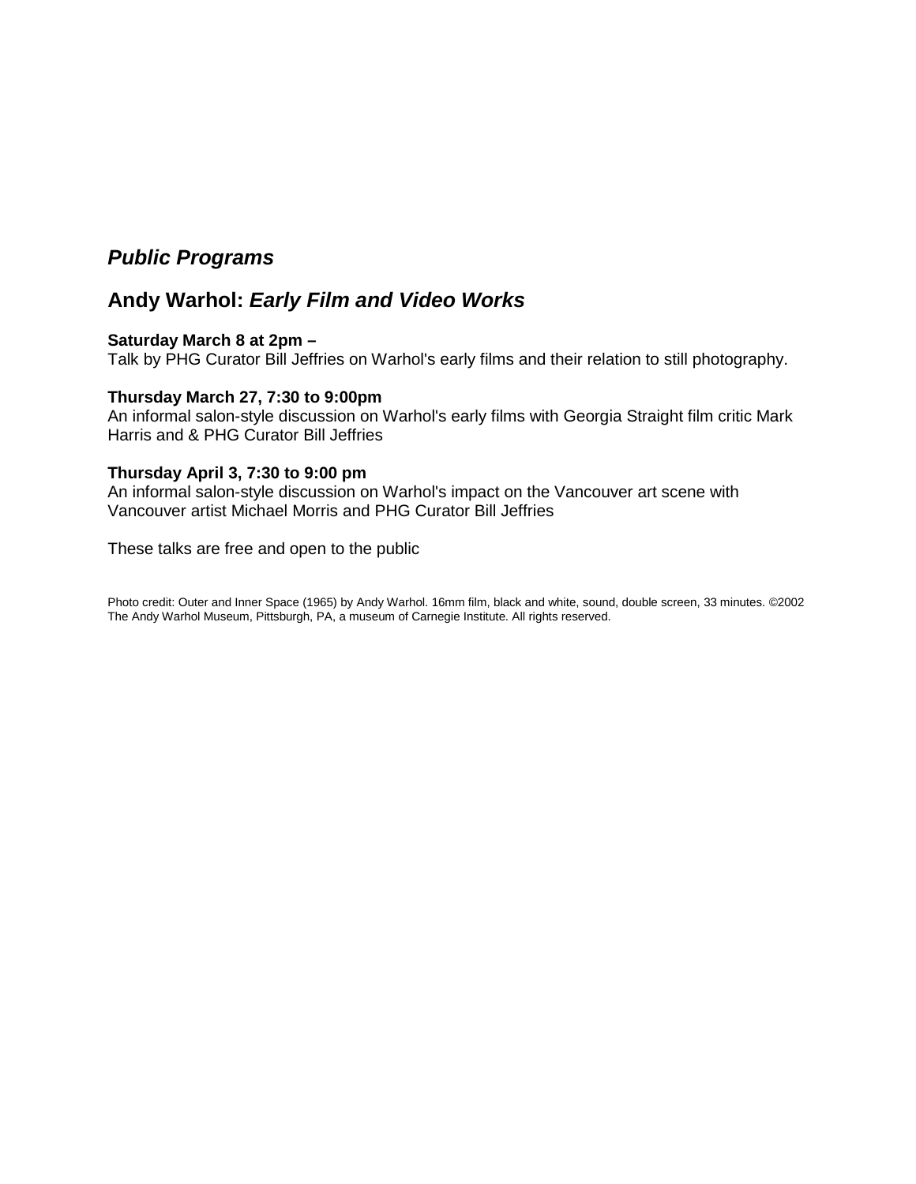## *Public Programs*

## Andy Warhol: *Early Film and Video Works*

**Saturday March 8 at 2pm –**
Talk by PHG Curator Bill Jeffries on Warhol's early films and their relation to still photography.

**Thursday March 27, 7:30 to 9:00pm**
An informal salon-style discussion on Warhol's early films with Georgia Straight film critic Mark Harris and & PHG Curator Bill Jeffries

**Thursday April 3, 7:30 to 9:00 pm**
An informal salon-style discussion on Warhol's impact on the Vancouver art scene with Vancouver artist Michael Morris and PHG Curator Bill Jeffries

These talks are free and open to the public

Photo credit: Outer and Inner Space (1965) by Andy Warhol. 16mm film, black and white, sound, double screen, 33 minutes. ©2002 The Andy Warhol Museum, Pittsburgh, PA, a museum of Carnegie Institute. All rights reserved.